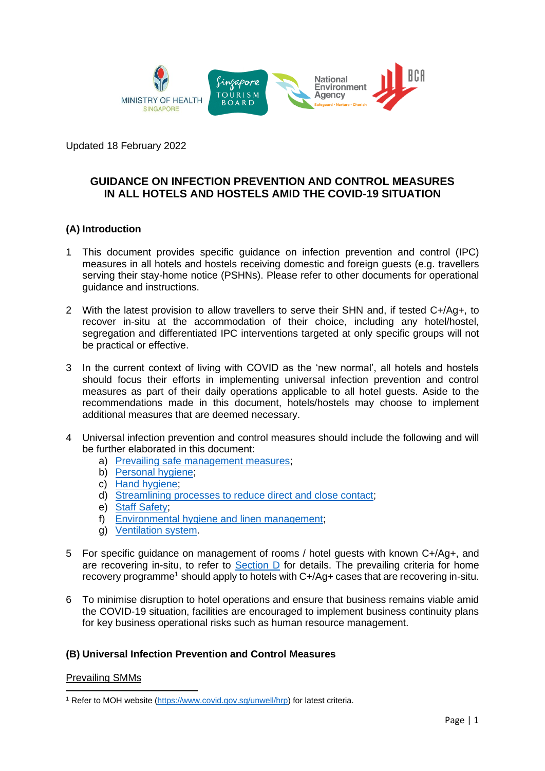Updated 18 February 2022

# GUIDANCE ON INFECTION PREVENTION AND CONTROL MEASURES IN ALL HOTELS AND HOSTELS AMID THE COVID-19 SITUATION

## (A) Introduction

1 This document provides specific guidance on infection prevention and control (IPC) measures in all hotels and hostels receiving domestic and foreign guests (e.g. travellers serving their stay-home notice (PSHNs). Please refer to other documents for operational guidance and instructions.

2 With the latest provision to allow travellers to serve their SHN and, if tested C+/Ag+, to recover in-situ at the accommodation of their choice, including any hotel/hostel, segregation and differentiated IPC interventions targeted at only specific groups will not be practical or effective.

3 In the current context of living with COVID as the 'new normal', all hotels and hostels should focus their efforts in implementing universal infection prevention and control measures as part of their daily operations applicable to all hotel guests. Aside to the recommendations made in this document, hotels/hostels may choose to implement additional measures that are deemed necessary.

4 Universal infection prevention and control measures should include the following and will be further elaborated in this document:

   a) Prevailing safe management measures;
   b) Personal hygiene;
   c) Hand hygiene;
   d) Streamlining processes to reduce direct and close contact;
   e) Staff Safety;
   f) Environmental hygiene and linen management;
   g) Ventilation system.

5 For specific guidance on management of rooms / hotel guests with known C+/Ag+, and are recovering in-situ, to refer to Section D for details. The prevailing criteria for home recovery programme[1] should apply to hotels with C+/Ag+ cases that are recovering in-situ.

6 To minimise disruption to hotel operations and ensure that business remains viable amid the COVID-19 situation, facilities are encouraged to implement business continuity plans for key business operational risks such as human resource management.

## (B) Universal Infection Prevention and Control Measures

Prevailing SMMs

[1] Refer to MOH website (https://www.covid.gov.sg/unwell/hrp) for latest criteria.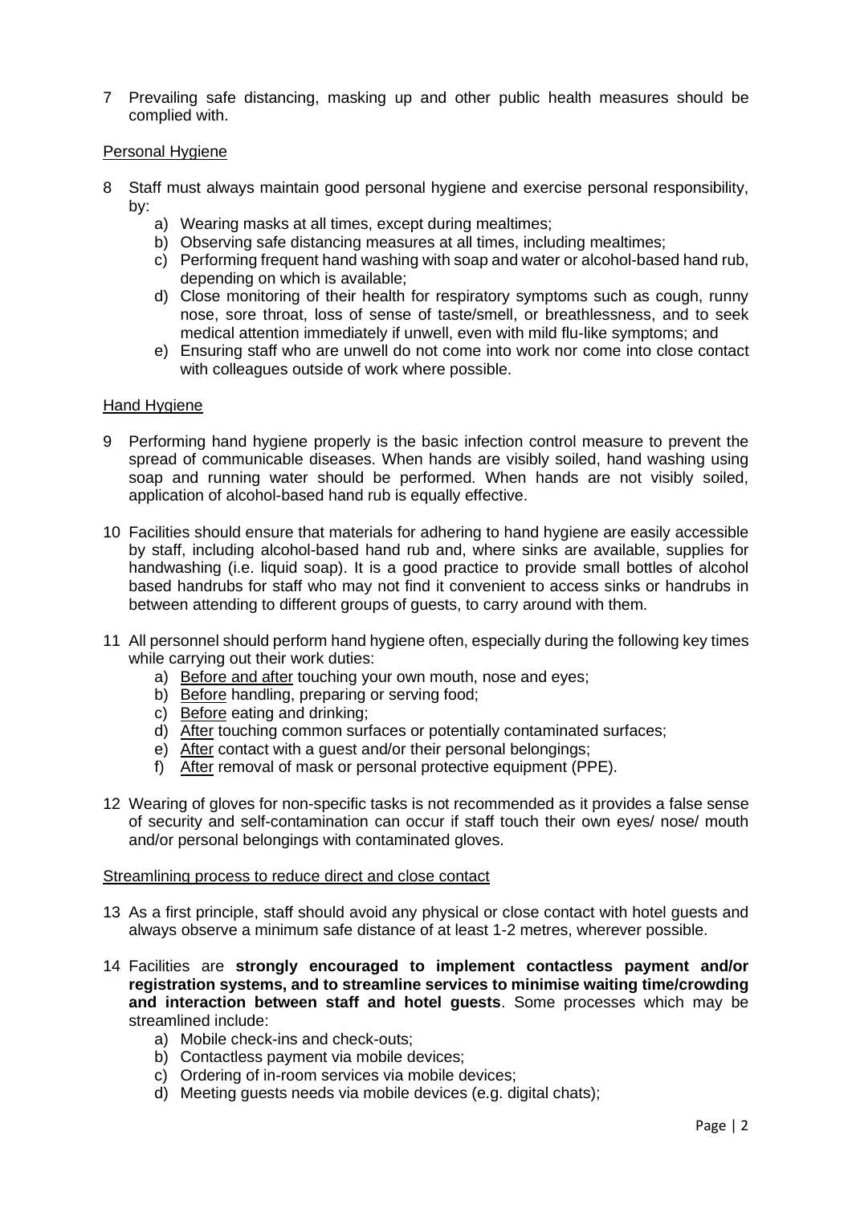7 Prevailing safe distancing, masking up and other public health measures should be complied with.

<u>Personal Hygiene</u>

8 Staff must always maintain good personal hygiene and exercise personal responsibility, by:
   a) Wearing masks at all times, except during mealtimes;
   b) Observing safe distancing measures at all times, including mealtimes;
   c) Performing frequent hand washing with soap and water or alcohol-based hand rub, depending on which is available;
   d) Close monitoring of their health for respiratory symptoms such as cough, runny nose, sore throat, loss of sense of taste/smell, or breathlessness, and to seek medical attention immediately if unwell, even with mild flu-like symptoms; and
   e) Ensuring staff who are unwell do not come into work nor come into close contact with colleagues outside of work where possible.

<u>Hand Hygiene</u>

9 Performing hand hygiene properly is the basic infection control measure to prevent the spread of communicable diseases. When hands are visibly soiled, hand washing using soap and running water should be performed. When hands are not visibly soiled, application of alcohol-based hand rub is equally effective.

10 Facilities should ensure that materials for adhering to hand hygiene are easily accessible by staff, including alcohol-based hand rub and, where sinks are available, supplies for handwashing (i.e. liquid soap). It is a good practice to provide small bottles of alcohol based handrubs for staff who may not find it convenient to access sinks or handrubs in between attending to different groups of guests, to carry around with them.

11 All personnel should perform hand hygiene often, especially during the following key times while carrying out their work duties:
   a) <u>Before and after</u> touching your own mouth, nose and eyes;
   b) <u>Before</u> handling, preparing or serving food;
   c) <u>Before</u> eating and drinking;
   d) <u>After</u> touching common surfaces or potentially contaminated surfaces;
   e) <u>After</u> contact with a guest and/or their personal belongings;
   f) <u>After</u> removal of mask or personal protective equipment (PPE).

12 Wearing of gloves for non-specific tasks is not recommended as it provides a false sense of security and self-contamination can occur if staff touch their own eyes/ nose/ mouth and/or personal belongings with contaminated gloves.

<u>Streamlining process to reduce direct and close contact</u>

13 As a first principle, staff should avoid any physical or close contact with hotel guests and always observe a minimum safe distance of at least 1-2 metres, wherever possible.

14 Facilities are **strongly encouraged to implement contactless payment and/or registration systems, and to streamline services to minimise waiting time/crowding and interaction between staff and hotel guests**. Some processes which may be streamlined include:
   a) Mobile check-ins and check-outs;
   b) Contactless payment via mobile devices;
   c) Ordering of in-room services via mobile devices;
   d) Meeting guests needs via mobile devices (e.g. digital chats);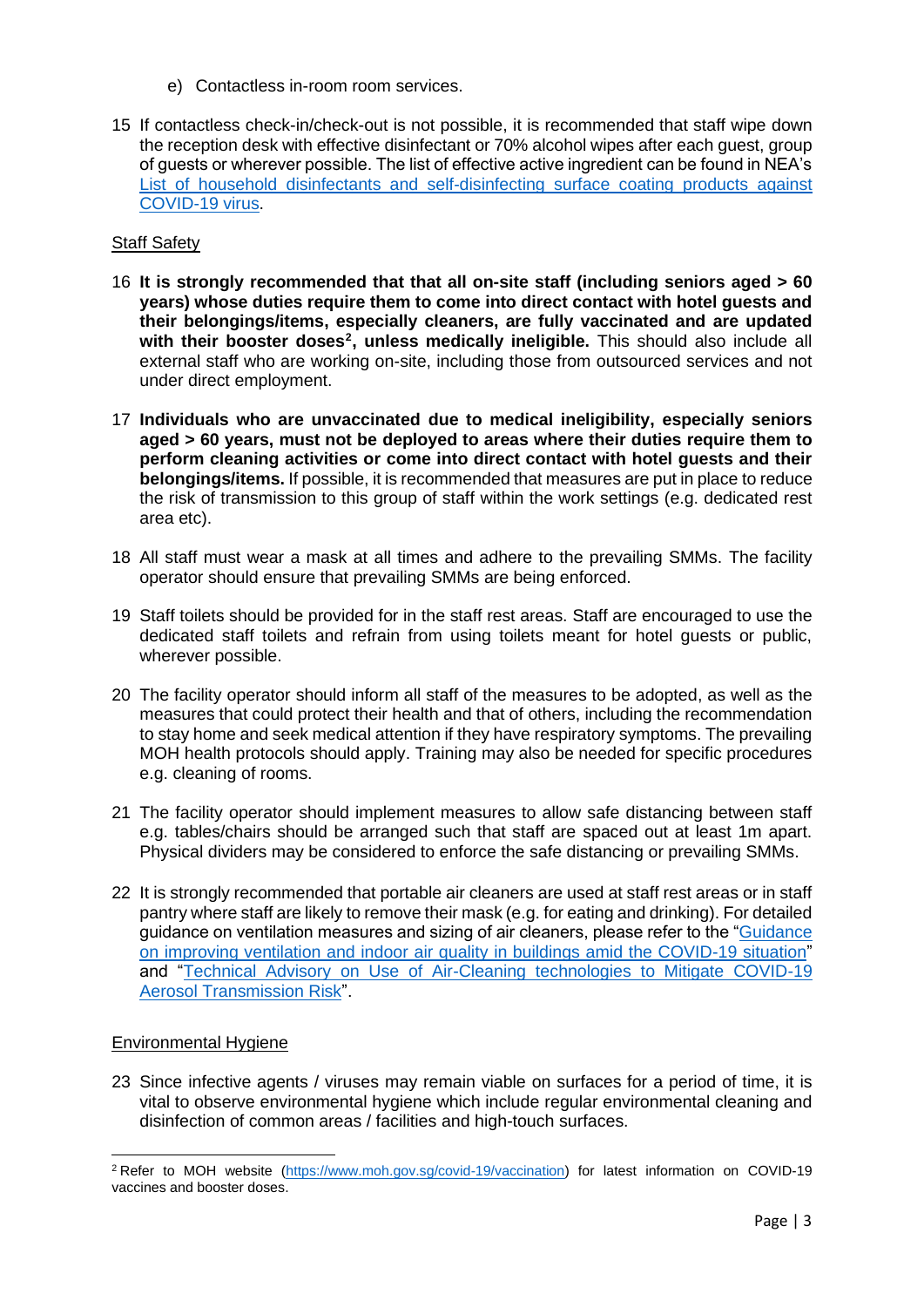e) Contactless in-room room services.

15 If contactless check-in/check-out is not possible, it is recommended that staff wipe down the reception desk with effective disinfectant or 70% alcohol wipes after each guest, group of guests or wherever possible. The list of effective active ingredient can be found in NEA's List of household disinfectants and self-disinfecting surface coating products against COVID-19 virus.

Staff Safety

16 **It is strongly recommended that that all on-site staff (including seniors aged > 60 years) whose duties require them to come into direct contact with hotel guests and their belongings/items, especially cleaners, are fully vaccinated and are updated with their booster doses[2], unless medically ineligible.** This should also include all external staff who are working on-site, including those from outsourced services and not under direct employment.

17 **Individuals who are unvaccinated due to medical ineligibility, especially seniors aged > 60 years, must not be deployed to areas where their duties require them to perform cleaning activities or come into direct contact with hotel guests and their belongings/items.** If possible, it is recommended that measures are put in place to reduce the risk of transmission to this group of staff within the work settings (e.g. dedicated rest area etc).

18 All staff must wear a mask at all times and adhere to the prevailing SMMs. The facility operator should ensure that prevailing SMMs are being enforced.

19 Staff toilets should be provided for in the staff rest areas. Staff are encouraged to use the dedicated staff toilets and refrain from using toilets meant for hotel guests or public, wherever possible.

20 The facility operator should inform all staff of the measures to be adopted, as well as the measures that could protect their health and that of others, including the recommendation to stay home and seek medical attention if they have respiratory symptoms. The prevailing MOH health protocols should apply. Training may also be needed for specific procedures e.g. cleaning of rooms.

21 The facility operator should implement measures to allow safe distancing between staff e.g. tables/chairs should be arranged such that staff are spaced out at least 1m apart. Physical dividers may be considered to enforce the safe distancing or prevailing SMMs.

22 It is strongly recommended that portable air cleaners are used at staff rest areas or in staff pantry where staff are likely to remove their mask (e.g. for eating and drinking). For detailed guidance on ventilation measures and sizing of air cleaners, please refer to the "Guidance on improving ventilation and indoor air quality in buildings amid the COVID-19 situation" and "Technical Advisory on Use of Air-Cleaning technologies to Mitigate COVID-19 Aerosol Transmission Risk".

Environmental Hygiene

23 Since infective agents / viruses may remain viable on surfaces for a period of time, it is vital to observe environmental hygiene which include regular environmental cleaning and disinfection of common areas / facilities and high-touch surfaces.

[2] Refer to MOH website (https://www.moh.gov.sg/covid-19/vaccination) for latest information on COVID-19 vaccines and booster doses.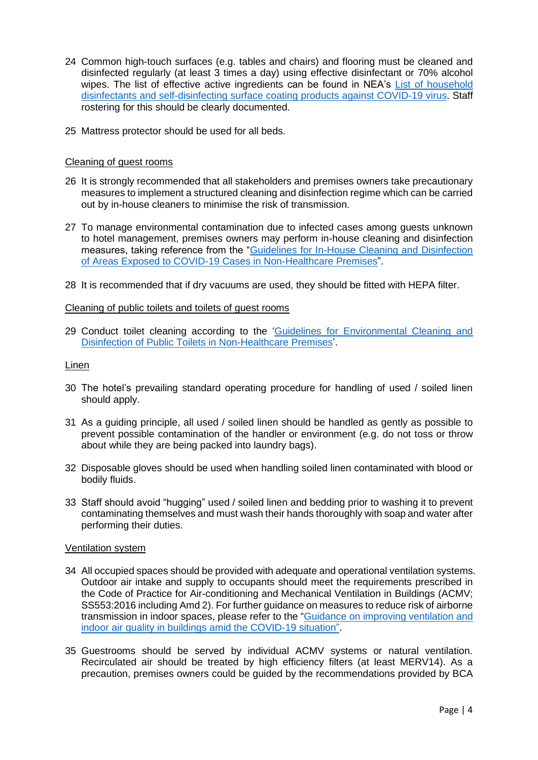24 Common high-touch surfaces (e.g. tables and chairs) and flooring must be cleaned and disinfected regularly (at least 3 times a day) using effective disinfectant or 70% alcohol wipes. The list of effective active ingredients can be found in NEA's [List of household disinfectants and self-disinfecting surface coating products against COVID-19 virus](). Staff rostering for this should be clearly documented.

25 Mattress protector should be used for all beds.

Cleaning of guest rooms

26 It is strongly recommended that all stakeholders and premises owners take precautionary measures to implement a structured cleaning and disinfection regime which can be carried out by in-house cleaners to minimise the risk of transmission.

27 To manage environmental contamination due to infected cases among guests unknown to hotel management, premises owners may perform in-house cleaning and disinfection measures, taking reference from the "[Guidelines for In-House Cleaning and Disinfection of Areas Exposed to COVID-19 Cases in Non-Healthcare Premises]()".

28 It is recommended that if dry vacuums are used, they should be fitted with HEPA filter.

Cleaning of public toilets and toilets of guest rooms

29 Conduct toilet cleaning according to the '[Guidelines for Environmental Cleaning and Disinfection of Public Toilets in Non-Healthcare Premises]()'.

Linen

30 The hotel's prevailing standard operating procedure for handling of used / soiled linen should apply.

31 As a guiding principle, all used / soiled linen should be handled as gently as possible to prevent possible contamination of the handler or environment (e.g. do not toss or throw about while they are being packed into laundry bags).

32 Disposable gloves should be used when handling soiled linen contaminated with blood or bodily fluids.

33 Staff should avoid "hugging" used / soiled linen and bedding prior to washing it to prevent contaminating themselves and must wash their hands thoroughly with soap and water after performing their duties.

Ventilation system

34 All occupied spaces should be provided with adequate and operational ventilation systems. Outdoor air intake and supply to occupants should meet the requirements prescribed in the Code of Practice for Air-conditioning and Mechanical Ventilation in Buildings (ACMV; SS553:2016 including Amd 2). For further guidance on measures to reduce risk of airborne transmission in indoor spaces, please refer to the "[Guidance on improving ventilation and indoor air quality in buildings amid the COVID-19 situation"]().

35 Guestrooms should be served by individual ACMV systems or natural ventilation. Recirculated air should be treated by high efficiency filters (at least MERV14). As a precaution, premises owners could be guided by the recommendations provided by BCA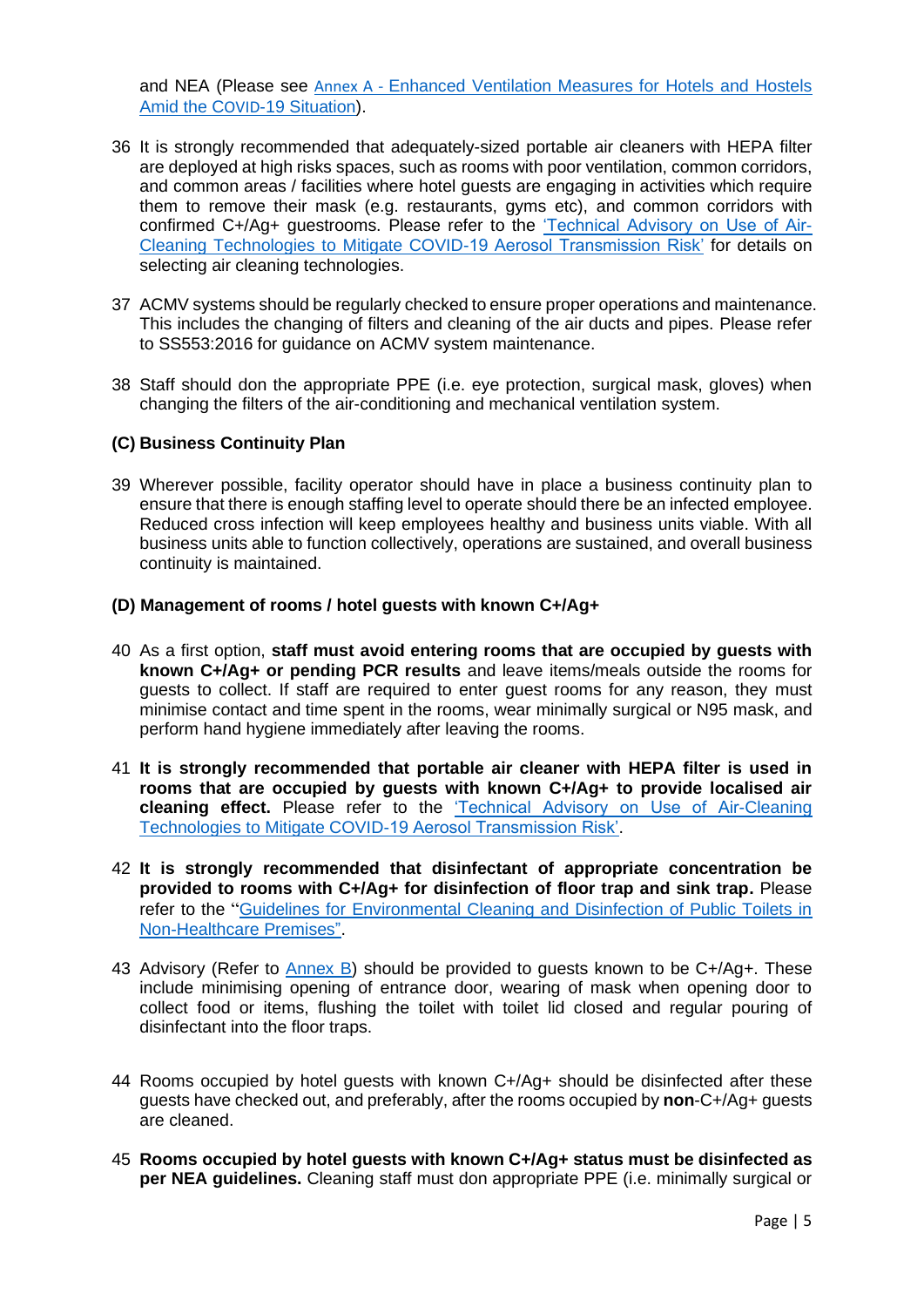and NEA (Please see Annex A - Enhanced Ventilation Measures for Hotels and Hostels Amid the COVID-19 Situation).

36 It is strongly recommended that adequately-sized portable air cleaners with HEPA filter are deployed at high risks spaces, such as rooms with poor ventilation, common corridors, and common areas / facilities where hotel guests are engaging in activities which require them to remove their mask (e.g. restaurants, gyms etc), and common corridors with confirmed C+/Ag+ guestrooms. Please refer to the 'Technical Advisory on Use of Air-Cleaning Technologies to Mitigate COVID-19 Aerosol Transmission Risk' for details on selecting air cleaning technologies.

37 ACMV systems should be regularly checked to ensure proper operations and maintenance. This includes the changing of filters and cleaning of the air ducts and pipes. Please refer to SS553:2016 for guidance on ACMV system maintenance.

38 Staff should don the appropriate PPE (i.e. eye protection, surgical mask, gloves) when changing the filters of the air-conditioning and mechanical ventilation system.

### (C) Business Continuity Plan

39 Wherever possible, facility operator should have in place a business continuity plan to ensure that there is enough staffing level to operate should there be an infected employee. Reduced cross infection will keep employees healthy and business units viable. With all business units able to function collectively, operations are sustained, and overall business continuity is maintained.

### (D) Management of rooms / hotel guests with known C+/Ag+

40 As a first option, **staff must avoid entering rooms that are occupied by guests with known C+/Ag+ or pending PCR results** and leave items/meals outside the rooms for guests to collect. If staff are required to enter guest rooms for any reason, they must minimise contact and time spent in the rooms, wear minimally surgical or N95 mask, and perform hand hygiene immediately after leaving the rooms.

41 **It is strongly recommended that portable air cleaner with HEPA filter is used in rooms that are occupied by guests with known C+/Ag+ to provide localised air cleaning effect.** Please refer to the 'Technical Advisory on Use of Air-Cleaning Technologies to Mitigate COVID-19 Aerosol Transmission Risk'.

42 **It is strongly recommended that disinfectant of appropriate concentration be provided to rooms with C+/Ag+ for disinfection of floor trap and sink trap.** Please refer to the "Guidelines for Environmental Cleaning and Disinfection of Public Toilets in Non-Healthcare Premises".

43 Advisory (Refer to Annex B) should be provided to guests known to be C+/Ag+. These include minimising opening of entrance door, wearing of mask when opening door to collect food or items, flushing the toilet with toilet lid closed and regular pouring of disinfectant into the floor traps.

44 Rooms occupied by hotel guests with known C+/Ag+ should be disinfected after these guests have checked out, and preferably, after the rooms occupied by **non**-C+/Ag+ guests are cleaned.

45 **Rooms occupied by hotel guests with known C+/Ag+ status must be disinfected as per NEA guidelines.** Cleaning staff must don appropriate PPE (i.e. minimally surgical or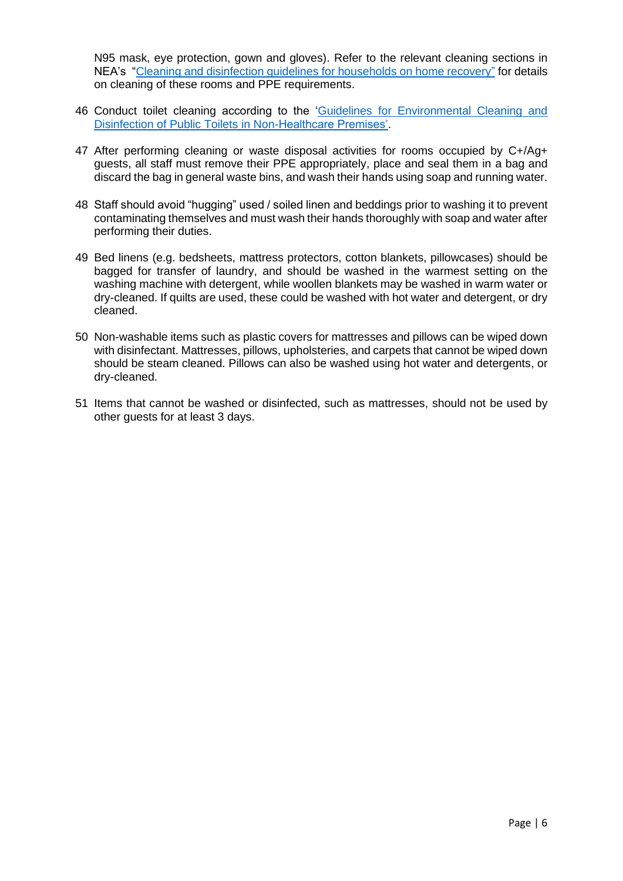N95 mask, eye protection, gown and gloves). Refer to the relevant cleaning sections in NEA's "Cleaning and disinfection guidelines for households on home recovery" for details on cleaning of these rooms and PPE requirements.

46 Conduct toilet cleaning according to the 'Guidelines for Environmental Cleaning and Disinfection of Public Toilets in Non-Healthcare Premises'.

47 After performing cleaning or waste disposal activities for rooms occupied by C+/Ag+ guests, all staff must remove their PPE appropriately, place and seal them in a bag and discard the bag in general waste bins, and wash their hands using soap and running water.

48 Staff should avoid "hugging" used / soiled linen and beddings prior to washing it to prevent contaminating themselves and must wash their hands thoroughly with soap and water after performing their duties.

49 Bed linens (e.g. bedsheets, mattress protectors, cotton blankets, pillowcases) should be bagged for transfer of laundry, and should be washed in the warmest setting on the washing machine with detergent, while woollen blankets may be washed in warm water or dry-cleaned. If quilts are used, these could be washed with hot water and detergent, or dry cleaned.

50 Non-washable items such as plastic covers for mattresses and pillows can be wiped down with disinfectant. Mattresses, pillows, upholsteries, and carpets that cannot be wiped down should be steam cleaned. Pillows can also be washed using hot water and detergents, or dry-cleaned.

51 Items that cannot be washed or disinfected, such as mattresses, should not be used by other guests for at least 3 days.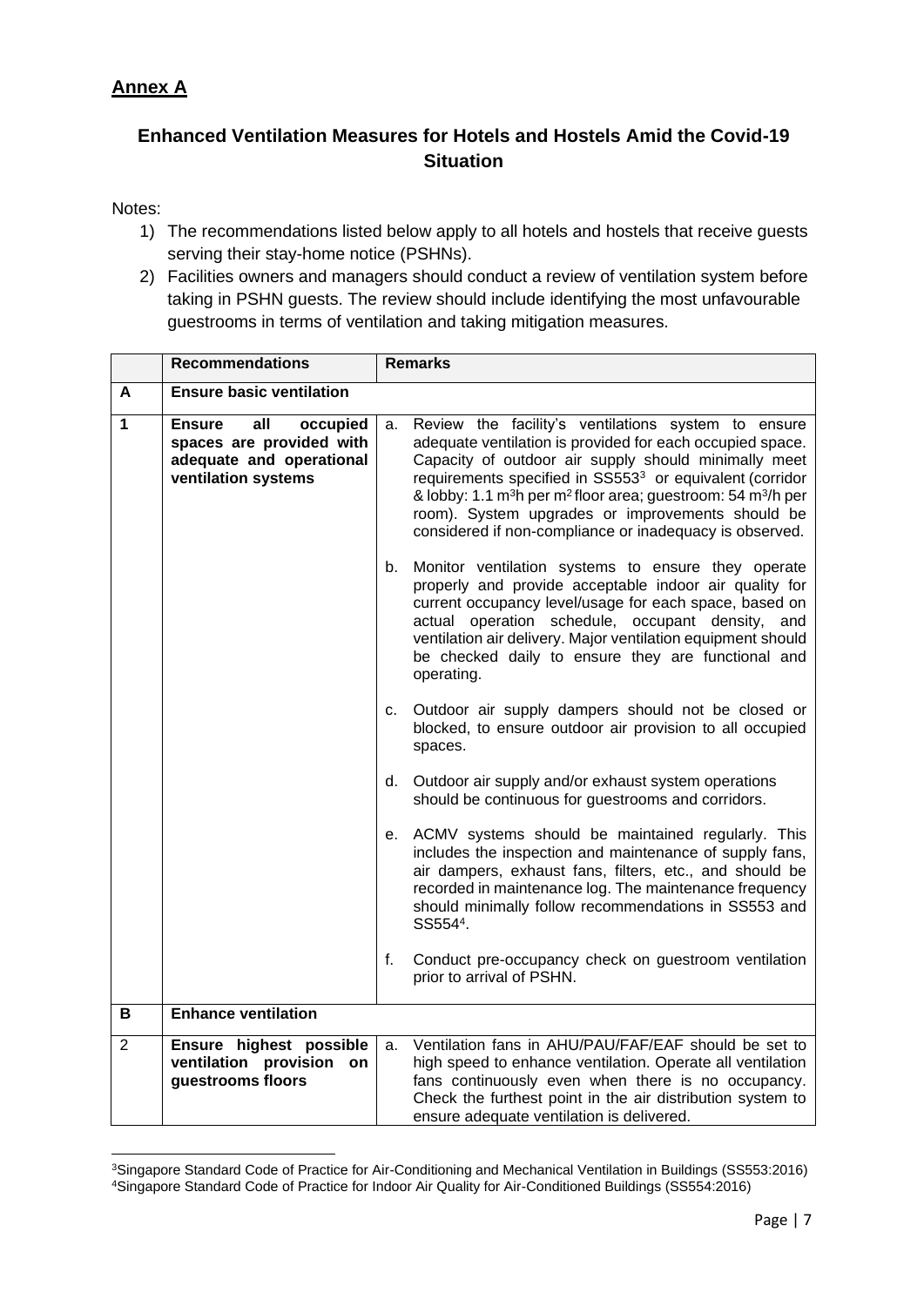## Annex A

### Enhanced Ventilation Measures for Hotels and Hostels Amid the Covid-19 Situation

Notes:

1) The recommendations listed below apply to all hotels and hostels that receive guests serving their stay-home notice (PSHNs).
2) Facilities owners and managers should conduct a review of ventilation system before taking in PSHN guests. The review should include identifying the most unfavourable guestrooms in terms of ventilation and taking mitigation measures.

| | Recommendations | Remarks |
|---|---|---|
| **A** | **Ensure basic ventilation** | |
| **1** | **Ensure all occupied spaces are provided with adequate and operational ventilation systems** | a. Review the facility's ventilations system to ensure adequate ventilation is provided for each occupied space. Capacity of outdoor air supply should minimally meet requirements specified in SS553[3] or equivalent (corridor & lobby: 1.1 $m^3$h per $m^2$ floor area; guestroom: 54 $m^3$/h per room). System upgrades or improvements should be considered if non-compliance or inadequacy is observed.<br><br>b. Monitor ventilation systems to ensure they operate properly and provide acceptable indoor air quality for current occupancy level/usage for each space, based on actual operation schedule, occupant density, and ventilation air delivery. Major ventilation equipment should be checked daily to ensure they are functional and operating.<br><br>c. Outdoor air supply dampers should not be closed or blocked, to ensure outdoor air provision to all occupied spaces.<br><br>d. Outdoor air supply and/or exhaust system operations should be continuous for guestrooms and corridors.<br><br>e. ACMV systems should be maintained regularly. This includes the inspection and maintenance of supply fans, air dampers, exhaust fans, filters, etc., and should be recorded in maintenance log. The maintenance frequency should minimally follow recommendations in SS553 and SS554[4].<br><br>f. Conduct pre-occupancy check on guestroom ventilation prior to arrival of PSHN. |
| **B** | **Enhance ventilation** | |
| 2 | **Ensure highest possible ventilation provision on guestrooms floors** | a. Ventilation fans in AHU/PAU/FAF/EAF should be set to high speed to enhance ventilation. Operate all ventilation fans continuously even when there is no occupancy. Check the furthest point in the air distribution system to ensure adequate ventilation is delivered. |

[3]Singapore Standard Code of Practice for Air-Conditioning and Mechanical Ventilation in Buildings (SS553:2016)
[4]Singapore Standard Code of Practice for Indoor Air Quality for Air-Conditioned Buildings (SS554:2016)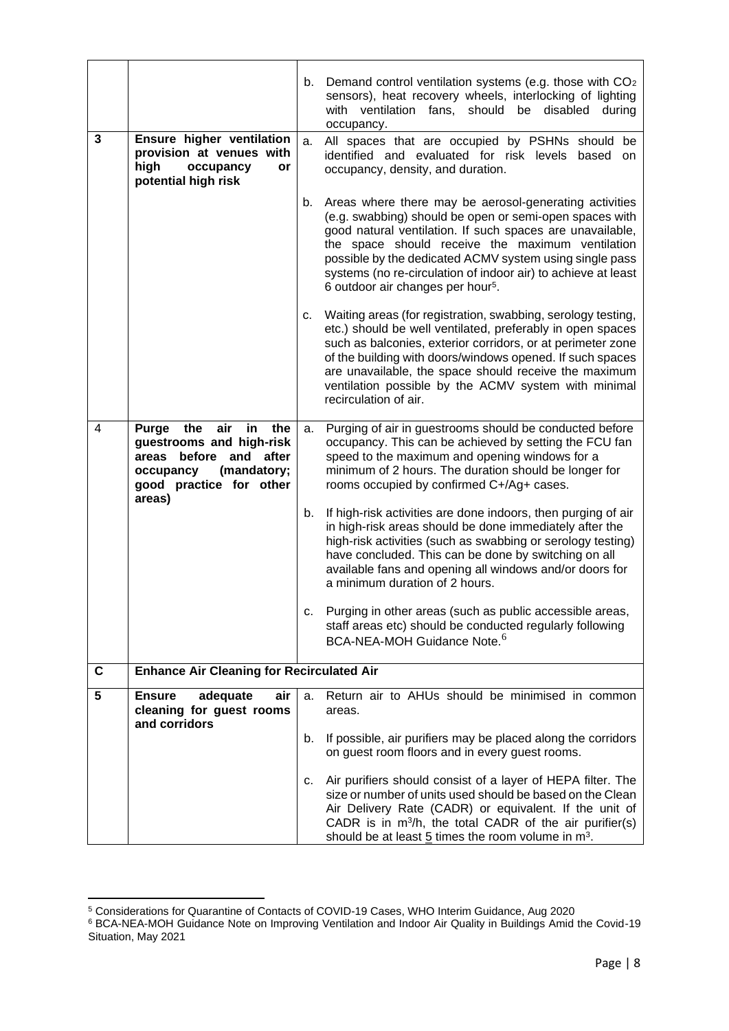| | | |
|---|---|---|
| | | b. Demand control ventilation systems (e.g. those with $CO_2$ sensors), heat recovery wheels, interlocking of lighting with ventilation fans, should be disabled during occupancy. |
| **3** | **Ensure higher ventilation provision at venues with high occupancy or potential high risk** | a. All spaces that are occupied by PSHNs should be identified and evaluated for risk levels based on occupancy, density, and duration.<br><br>b. Areas where there may be aerosol-generating activities (e.g. swabbing) should be open or semi-open spaces with good natural ventilation. If such spaces are unavailable, the space should receive the maximum ventilation possible by the dedicated ACMV system using single pass systems (no re-circulation of indoor air) to achieve at least 6 outdoor air changes per hour[5].<br><br>c. Waiting areas (for registration, swabbing, serology testing, etc.) should be well ventilated, preferably in open spaces such as balconies, exterior corridors, or at perimeter zone of the building with doors/windows opened. If such spaces are unavailable, the space should receive the maximum ventilation possible by the ACMV system with minimal recirculation of air. |
| 4 | **Purge the air in the guestrooms and high-risk areas before and after occupancy (mandatory; good practice for other areas)** | a. Purging of air in guestrooms should be conducted before occupancy. This can be achieved by setting the FCU fan speed to the maximum and opening windows for a minimum of 2 hours. The duration should be longer for rooms occupied by confirmed C+/Ag+ cases.<br><br>b. If high-risk activities are done indoors, then purging of air in high-risk areas should be done immediately after the high-risk activities (such as swabbing or serology testing) have concluded. This can be done by switching on all available fans and opening all windows and/or doors for a minimum duration of 2 hours.<br><br>c. Purging in other areas (such as public accessible areas, staff areas etc) should be conducted regularly following BCA-NEA-MOH Guidance Note.[6] |
| **C** | **Enhance Air Cleaning for Recirculated Air** | |
| **5** | **Ensure adequate air cleaning for guest rooms and corridors** | a. Return air to AHUs should be minimised in common areas.<br><br>b. If possible, air purifiers may be placed along the corridors on guest room floors and in every guest rooms.<br><br>c. Air purifiers should consist of a layer of HEPA filter. The size or number of units used should be based on the Clean Air Delivery Rate (CADR) or equivalent. If the unit of CADR is in $m^3/h$, the total CADR of the air purifier(s) should be at least <u>5</u> times the room volume in $m^3$. |

[5] Considerations for Quarantine of Contacts of COVID-19 Cases, WHO Interim Guidance, Aug 2020

[6] BCA-NEA-MOH Guidance Note on Improving Ventilation and Indoor Air Quality in Buildings Amid the Covid-19 Situation, May 2021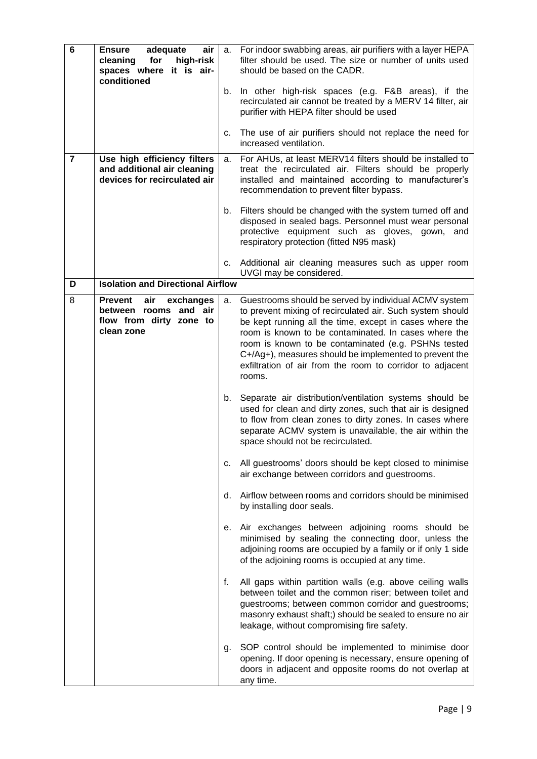| 6 | **Ensure adequate air cleaning for high-risk spaces where it is air-conditioned** | a. For indoor swabbing areas, air purifiers with a layer HEPA filter should be used. The size or number of units used should be based on the CADR. |
|---|---|---|
| | | b. In other high-risk spaces (e.g. F&B areas), if the recirculated air cannot be treated by a MERV 14 filter, air purifier with HEPA filter should be used |
| | | c. The use of air purifiers should not replace the need for increased ventilation. |
| **7** | **Use high efficiency filters and additional air cleaning devices for recirculated air** | a. For AHUs, at least MERV14 filters should be installed to treat the recirculated air. Filters should be properly installed and maintained according to manufacturer's recommendation to prevent filter bypass. |
| | | b. Filters should be changed with the system turned off and disposed in sealed bags. Personnel must wear personal protective equipment such as gloves, gown, and respiratory protection (fitted N95 mask) |
| | | c. Additional air cleaning measures such as upper room UVGI may be considered. |
| **D** | **Isolation and Directional Airflow** | |
| 8 | **Prevent air exchanges between rooms and air flow from dirty zone to clean zone** | a. Guestrooms should be served by individual ACMV system to prevent mixing of recirculated air. Such system should be kept running all the time, except in cases where the room is known to be contaminated. In cases where the room is known to be contaminated (e.g. PSHNs tested C+/Ag+), measures should be implemented to prevent the exfiltration of air from the room to corridor to adjacent rooms. |
| | | b. Separate air distribution/ventilation systems should be used for clean and dirty zones, such that air is designed to flow from clean zones to dirty zones. In cases where separate ACMV system is unavailable, the air within the space should not be recirculated. |
| | | c. All guestrooms' doors should be kept closed to minimise air exchange between corridors and guestrooms. |
| | | d. Airflow between rooms and corridors should be minimised by installing door seals. |
| | | e. Air exchanges between adjoining rooms should be minimised by sealing the connecting door, unless the adjoining rooms are occupied by a family or if only 1 side of the adjoining rooms is occupied at any time. |
| | | f. All gaps within partition walls (e.g. above ceiling walls between toilet and the common riser; between toilet and guestrooms; between common corridor and guestrooms; masonry exhaust shaft;) should be sealed to ensure no air leakage, without compromising fire safety. |
| | | g. SOP control should be implemented to minimise door opening. If door opening is necessary, ensure opening of doors in adjacent and opposite rooms do not overlap at any time. |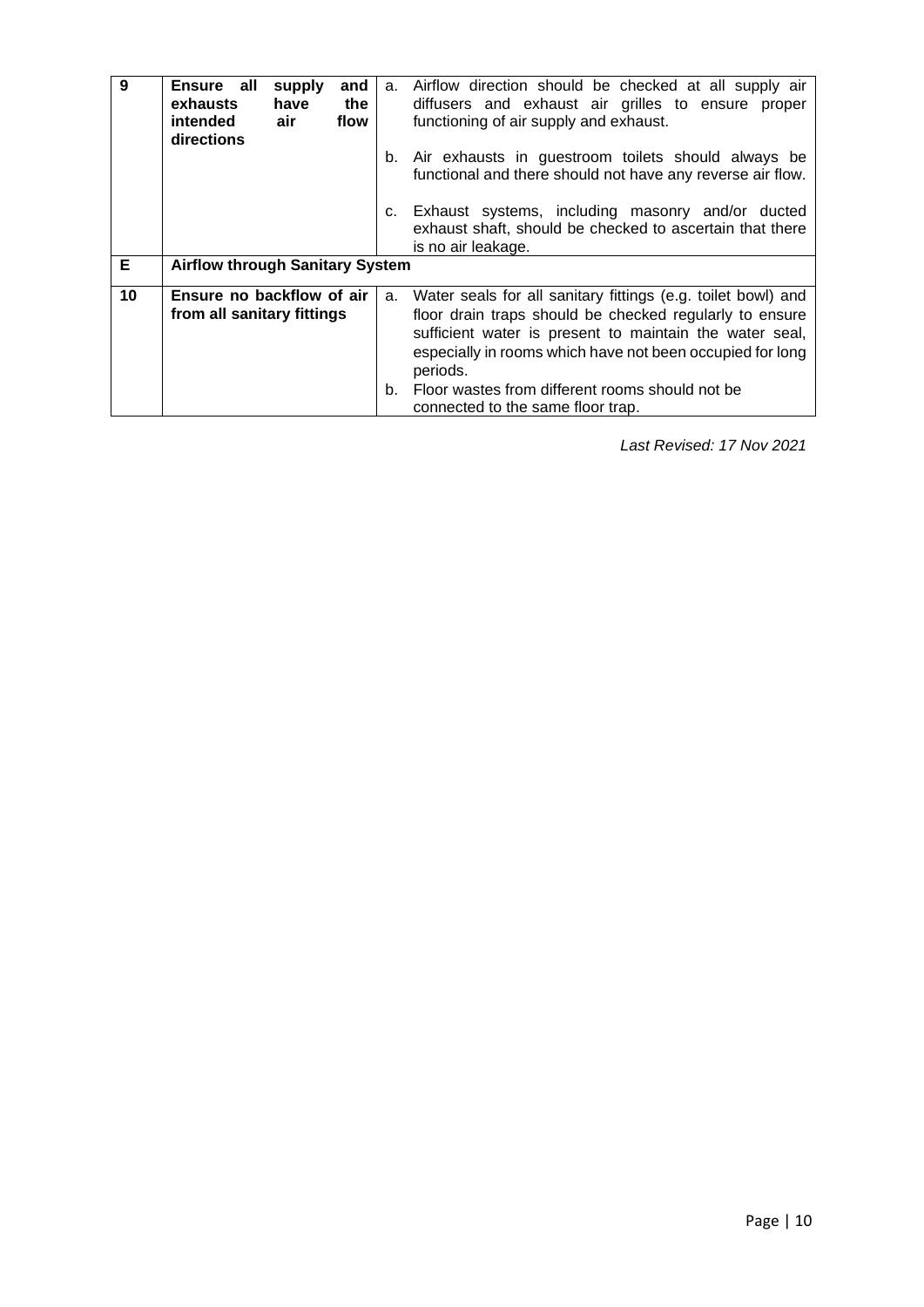| 9 | Ensure all supply and exhausts have the intended air flow directions | a. Airflow direction should be checked at all supply air diffusers and exhaust air grilles to ensure proper functioning of air supply and exhaust.<br><br>b. Air exhausts in guestroom toilets should always be functional and there should not have any reverse air flow.<br><br>c. Exhaust systems, including masonry and/or ducted exhaust shaft, should be checked to ascertain that there is no air leakage. |
|---|---|---|
| **E** | **Airflow through Sanitary System** | |
| **10** | **Ensure no backflow of air from all sanitary fittings** | a. Water seals for all sanitary fittings (e.g. toilet bowl) and floor drain traps should be checked regularly to ensure sufficient water is present to maintain the water seal, especially in rooms which have not been occupied for long periods.<br>b. Floor wastes from different rooms should not be connected to the same floor trap. |

*Last Revised: 17 Nov 2021*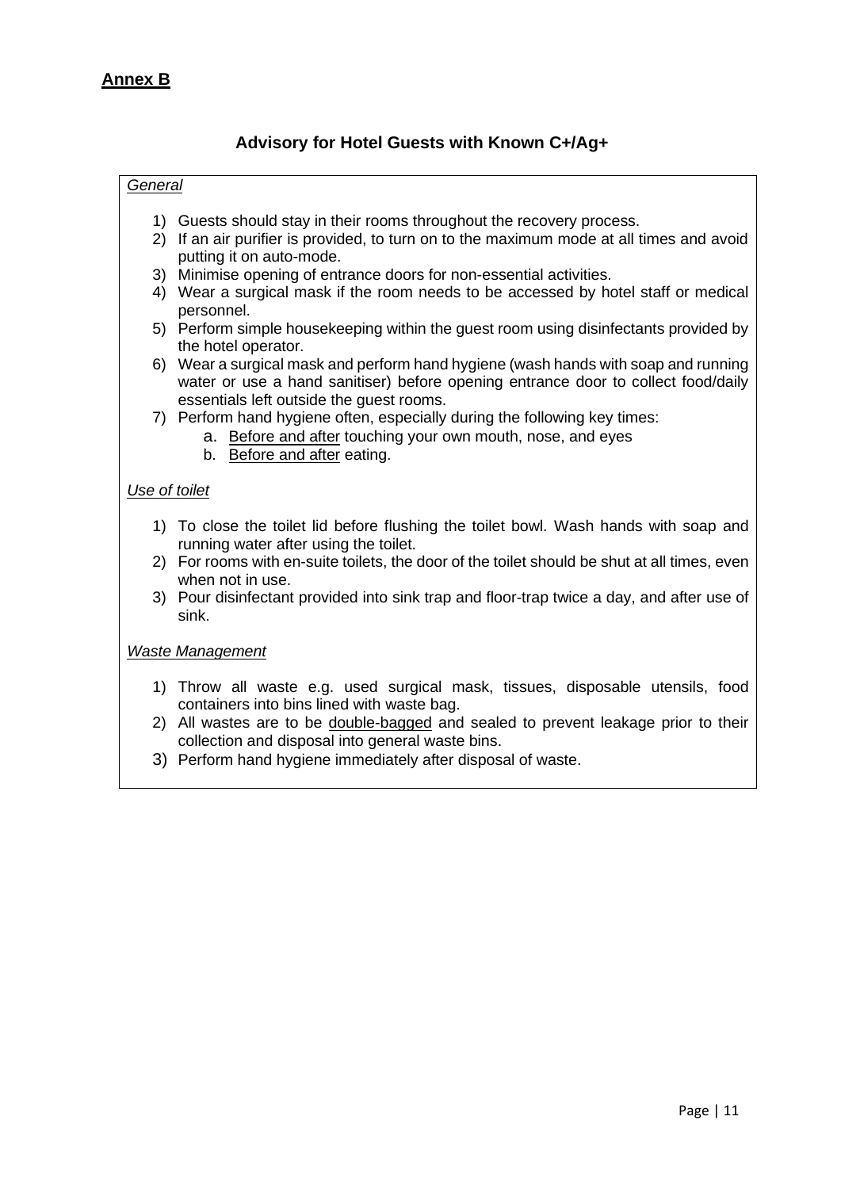**<u>Annex B</u>**

## Advisory for Hotel Guests with Known C+/Ag+

*<u>General</u>*

1) Guests should stay in their rooms throughout the recovery process.
2) If an air purifier is provided, to turn on to the maximum mode at all times and avoid putting it on auto-mode.
3) Minimise opening of entrance doors for non-essential activities.
4) Wear a surgical mask if the room needs to be accessed by hotel staff or medical personnel.
5) Perform simple housekeeping within the guest room using disinfectants provided by the hotel operator.
6) Wear a surgical mask and perform hand hygiene (wash hands with soap and running water or use a hand sanitiser) before opening entrance door to collect food/daily essentials left outside the guest rooms.
7) Perform hand hygiene often, especially during the following key times:
    a. <u>Before and after</u> touching your own mouth, nose, and eyes
    b. <u>Before and after</u> eating.

*<u>Use of toilet</u>*

1) To close the toilet lid before flushing the toilet bowl. Wash hands with soap and running water after using the toilet.
2) For rooms with en-suite toilets, the door of the toilet should be shut at all times, even when not in use.
3) Pour disinfectant provided into sink trap and floor-trap twice a day, and after use of sink.

*<u>Waste Management</u>*

1) Throw all waste e.g. used surgical mask, tissues, disposable utensils, food containers into bins lined with waste bag.
2) All wastes are to be <u>double-bagged</u> and sealed to prevent leakage prior to their collection and disposal into general waste bins.
3) Perform hand hygiene immediately after disposal of waste.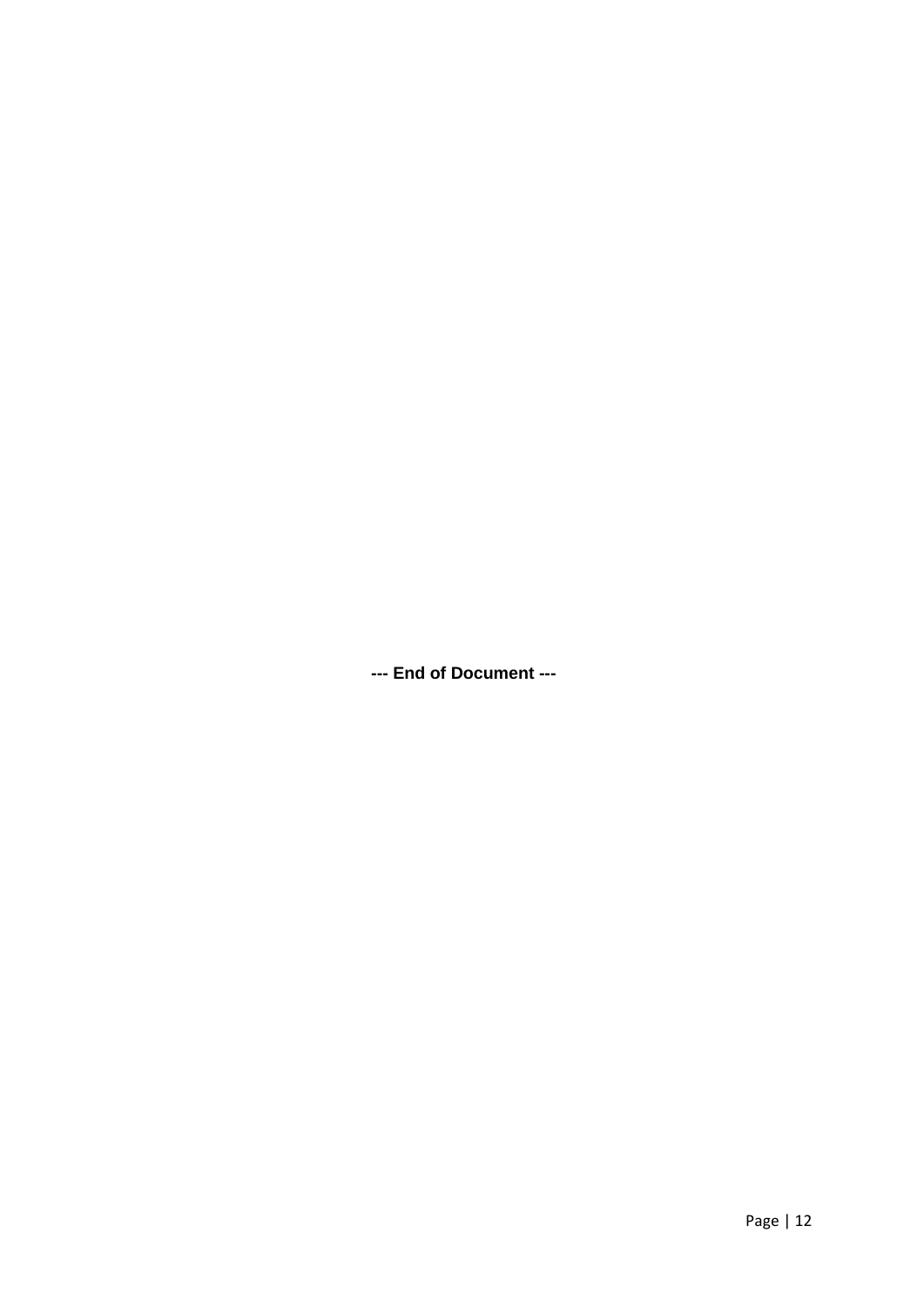**--- End of Document ---**